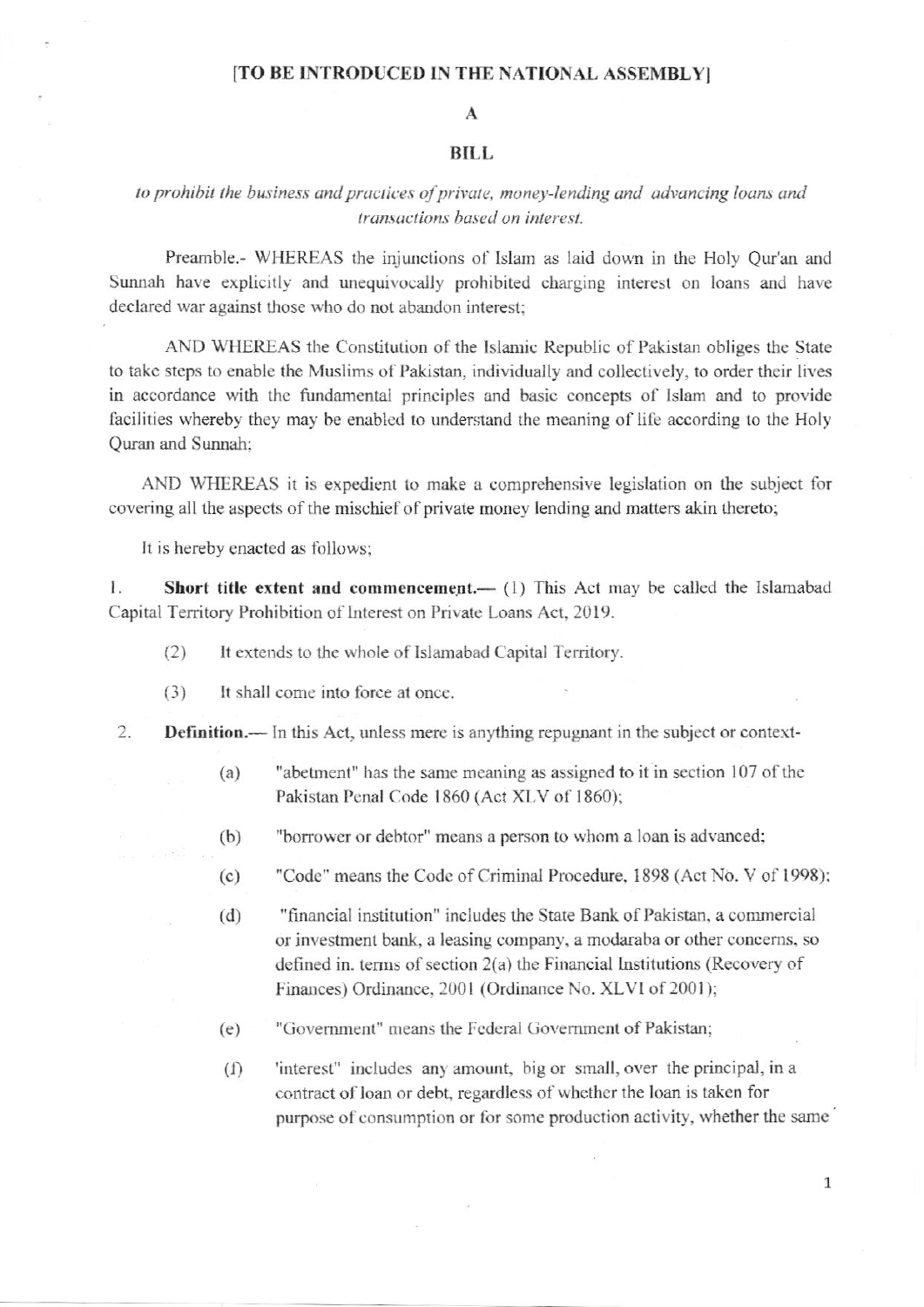**[TO BE INTRODUCED IN THE NATIONAL ASSEMBLY]**

**A**

**BILL**

*to prohibit the business and practices of private, money-lending and advancing loans and transactions based on interest.*

Preamble.- WHEREAS the injunctions of Islam as laid down in the Holy Qur'an and Sunnah have explicitly and unequivocally prohibited charging interest on loans and have declared war against those who do not abandon interest;

AND WHEREAS the Constitution of the Islamic Republic of Pakistan obliges the State to take steps to enable the Muslims of Pakistan, individually and collectively, to order their lives in accordance with the fundamental principles and basic concepts of Islam and to provide facilities whereby they may be enabled to understand the meaning of life according to the Holy Quran and Sunnah;

AND WHEREAS it is expedient to make a comprehensive legislation on the subject for covering all the aspects of the mischief of private money lending and matters akin thereto;

It is hereby enacted as follows;

1. **Short title extent and commencement.**— (1) This Act may be called the Islamabad Capital Territory Prohibition of Interest on Private Loans Act, 2019.

   (2) It extends to the whole of Islamabad Capital Territory.

   (3) It shall come into force at once.

2. **Definition.**— In this Act, unless mere is anything repugnant in the subject or context-

   (a) "abetment" has the same meaning as assigned to it in section 107 of the Pakistan Penal Code 1860 (Act XLV of 1860);

   (b) "borrower or debtor" means a person to whom a loan is advanced;

   (c) "Code" means the Code of Criminal Procedure, 1898 (Act No. V of 1998);

   (d) "financial institution" includes the State Bank of Pakistan, a commercial or investment bank, a leasing company, a modaraba or other concerns, so defined in. terms of section 2(a) the Financial Institutions (Recovery of Finances) Ordinance, 2001 (Ordinance No. XLVI of 2001);

   (e) "Government" means the Federal Government of Pakistan;

   (f) 'interest" includes any amount, big or small, over the principal, in a contract of loan or debt, regardless of whether the loan is taken for purpose of consumption or for some production activity, whether the same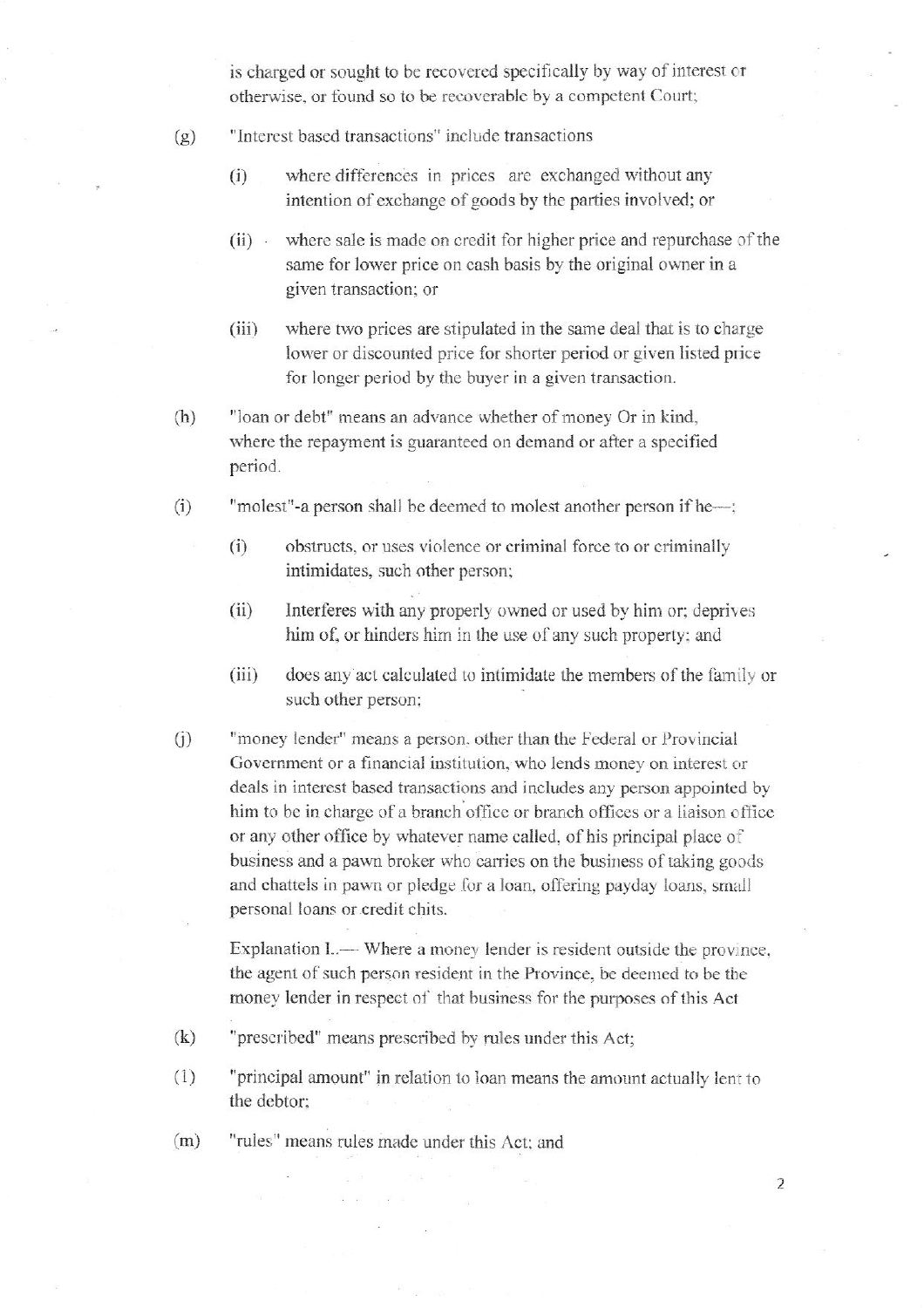is charged or sought to be recovered specifically by way of interest or otherwise, or found so to be recoverable by a competent Court;

(g) "Interest based transactions" include transactions

(i) where differences in prices are exchanged without any intention of exchange of goods by the parties involved; or

(ii) where sale is made on credit for higher price and repurchase of the same for lower price on cash basis by the original owner in a given transaction; or

(iii) where two prices are stipulated in the same deal that is to charge lower or discounted price for shorter period or given listed price for longer period by the buyer in a given transaction.

(h) "loan or debt" means an advance whether of money Or in kind, where the repayment is guaranteed on demand or after a specified period.

(i) "molest"-a person shall be deemed to molest another person if he—:

(i) obstructs, or uses violence or criminal force to or criminally intimidates, such other person;

(ii) Interferes with any properly owned or used by him or; deprives him of, or hinders him in the use of any such property; and

(iii) does any act calculated to intimidate the members of the family or such other person;

(j) "money lender" means a person, other than the Federal or Provincial Government or a financial institution, who lends money on interest or deals in interest based transactions and includes any person appointed by him to be in charge of a branch office or branch offices or a liaison office or any other office by whatever name called, of his principal place of business and a pawn broker who carries on the business of taking goods and chattels in pawn or pledge for a loan, offering payday loans, small personal loans or credit chits.

Explanation I.— Where a money lender is resident outside the province, the agent of such person resident in the Province, be deemed to be the money lender in respect of that business for the purposes of this Act

(k) "prescribed" means prescribed by rules under this Act;

(l) "principal amount" in relation to loan means the amount actually lent to the debtor;

(m) "rules" means rules made under this Act; and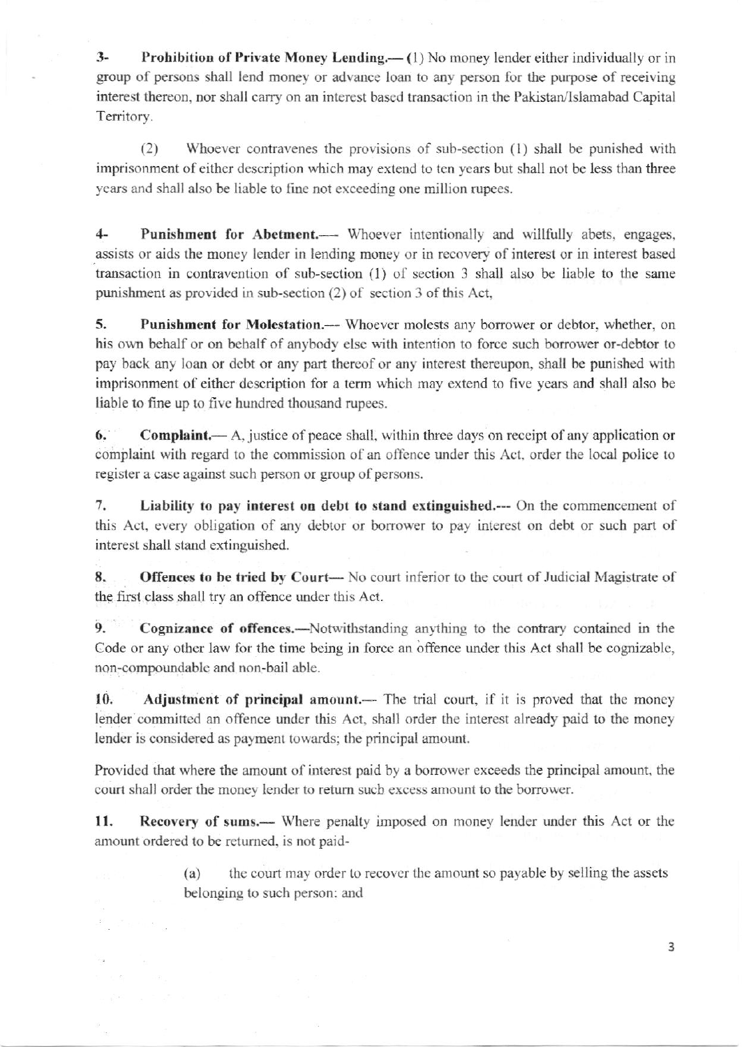**3- Prohibition of Private Money Lending.**— (1) No money lender either individually or in group of persons shall lend money or advance loan to any person for the purpose of receiving interest thereon, nor shall carry on an interest based transaction in the Pakistan/Islamabad Capital Territory.

(2) Whoever contravenes the provisions of sub-section (1) shall be punished with imprisonment of either description which may extend to ten years but shall not be less than three years and shall also be liable to fine not exceeding one million rupees.

**4- Punishment for Abetment.**— Whoever intentionally and willfully abets, engages, assists or aids the money lender in lending money or in recovery of interest or in interest based transaction in contravention of sub-section (1) of section 3 shall also be liable to the same punishment as provided in sub-section (2) of section 3 of this Act,

**5. Punishment for Molestation.**— Whoever molests any borrower or debtor, whether, on his own behalf or on behalf of anybody else with intention to force such borrower or-debtor to pay back any loan or debt or any part thereof or any interest thereupon, shall be punished with imprisonment of either description for a term which may extend to five years and shall also be liable to fine up to five hundred thousand rupees.

**6. Complaint.**— A, justice of peace shall, within three days on receipt of any application or complaint with regard to the commission of an offence under this Act, order the local police to register a case against such person or group of persons.

**7. Liability to pay interest on debt to stand extinguished.**--- On the commencement of this Act, every obligation of any debtor or borrower to pay interest on debt or such part of interest shall stand extinguished.

**8. Offences to be tried by Court**— No court inferior to the court of Judicial Magistrate of the first class shall try an offence under this Act.

**9. Cognizance of offences.**—Notwithstanding anything to the contrary contained in the Code or any other law for the time being in force an offence under this Act shall be cognizable, non-compoundable and non-bail able.

**10. Adjustment of principal amount.**— The trial court, if it is proved that the money lender committed an offence under this Act, shall order the interest already paid to the money lender is considered as payment towards; the principal amount.

Provided that where the amount of interest paid by a borrower exceeds the principal amount, the court shall order the money lender to return such excess amount to the borrower.

**11. Recovery of sums.**— Where penalty imposed on money lender under this Act or the amount ordered to be returned, is not paid-

(a) the court may order to recover the amount so payable by selling the assets belonging to such person: and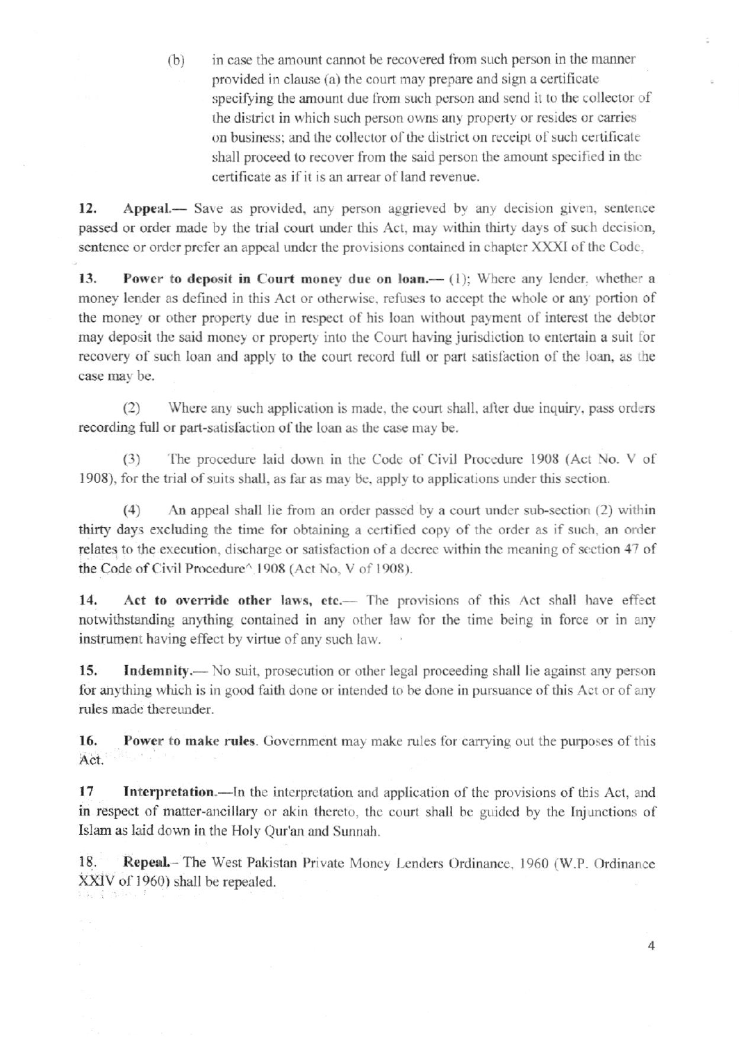(b) in case the amount cannot be recovered from such person in the manner provided in clause (a) the court may prepare and sign a certificate specifying the amount due from such person and send it to the collector of the district in which such person owns any property or resides or carries on business; and the collector of the district on receipt of such certificate shall proceed to recover from the said person the amount specified in the certificate as if it is an arrear of land revenue.

**12. Appeal.**— Save as provided, any person aggrieved by any decision given, sentence passed or order made by the trial court under this Act, may within thirty days of such decision, sentence or order prefer an appeal under the provisions contained in chapter XXXI of the Code.

**13. Power to deposit in Court money due on loan.**— (1); Where any lender, whether a money lender as defined in this Act or otherwise, refuses to accept the whole or any portion of the money or other property due in respect of his loan without payment of interest the debtor may deposit the said money or property into the Court having jurisdiction to entertain a suit for recovery of such loan and apply to the court record full or part satisfaction of the loan, as the case may be.

(2) Where any such application is made, the court shall, after due inquiry, pass orders recording full or part-satisfaction of the loan as the case may be.

(3) The procedure laid down in the Code of Civil Procedure 1908 (Act No. V of 1908), for the trial of suits shall, as far as may be, apply to applications under this section.

(4) An appeal shall lie from an order passed by a court under sub-section (2) within thirty days excluding the time for obtaining a certified copy of the order as if such, an order relates to the execution, discharge or satisfaction of a decree within the meaning of section 47 of the Code of Civil Procedure^ 1908 (Act No. V of 1908).

**14. Act to override other laws, etc.**— The provisions of this Act shall have effect notwithstanding anything contained in any other law for the time being in force or in any instrument having effect by virtue of any such law.

**15. Indemnity.**— No suit, prosecution or other legal proceeding shall lie against any person for anything which is in good faith done or intended to be done in pursuance of this Act or of any rules made thereunder.

**16. Power to make rules**. Government may make rules for carrying out the purposes of this Act.

**17 Interpretation.**—In the interpretation and application of the provisions of this Act, and in respect of matter-ancillary or akin thereto, the court shall be guided by the Injunctions of Islam as laid down in the Holy Qur'an and Sunnah.

**18. Repeal.**- The West Pakistan Private Money Lenders Ordinance, 1960 (W.P. Ordinance XXIV of 1960) shall be repealed.